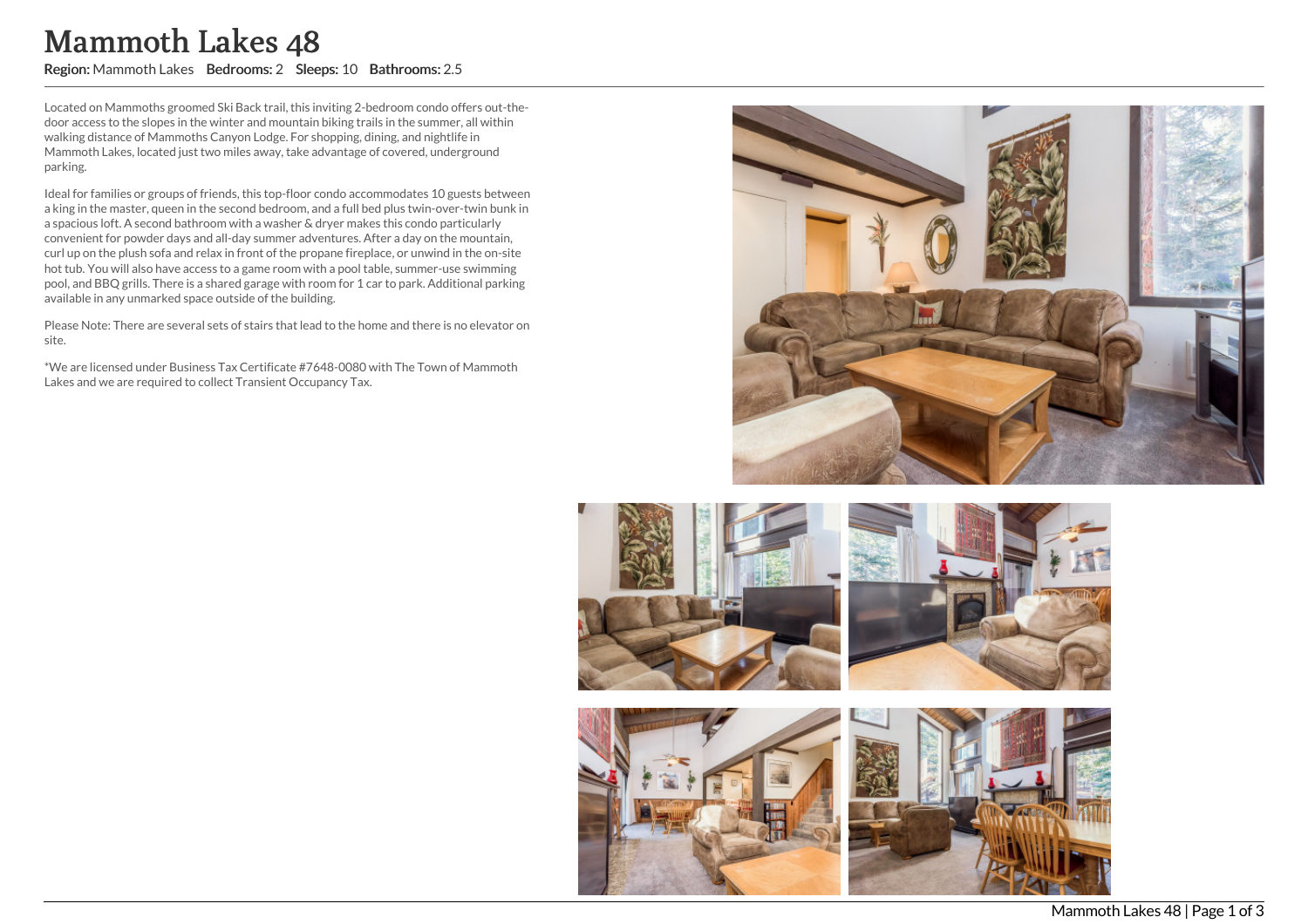# Mammoth Lakes 48

**Region:** Mammoth Lakes **Bedrooms:** 2 **Sleeps:** 10 **Bathrooms:** 2.5

Located on Mammoths groomed Ski Back trail, this inviting 2-bedroom condo offers out-the-door access to the slopes in the winter and mountain biking trails in the summer, all within walking distance of Mammoths Canyon Lodge. For shopping, dining, and nightlife in Mammoth Lakes, located just two miles away, take advantage of covered, underground parking.

Ideal for families or groups of friends, this top-floor condo accommodates 10 guests between a king in the master, queen in the second bedroom, and a full bed plus twin-over-twin bunk in a spacious loft. A second bathroom with a washer & dryer makes this condo particularly convenient for powder days and all-day summer adventures. After a day on the mountain, curl up on the plush sofa and relax in front of the propane fireplace, or unwind in the on-site hot tub. You will also have access to a game room with a pool table, summer-use swimming pool, and BBQ grills. There is a shared garage with room for 1 car to park. Additional parking available in any unmarked space outside of the building.

Please Note: There are several sets of stairs that lead to the home and there is no elevator on site.

*We are licensed under Business Tax Certificate #7648-0080 with The Town of Mammoth Lakes and we are required to collect Transient Occupancy Tax.